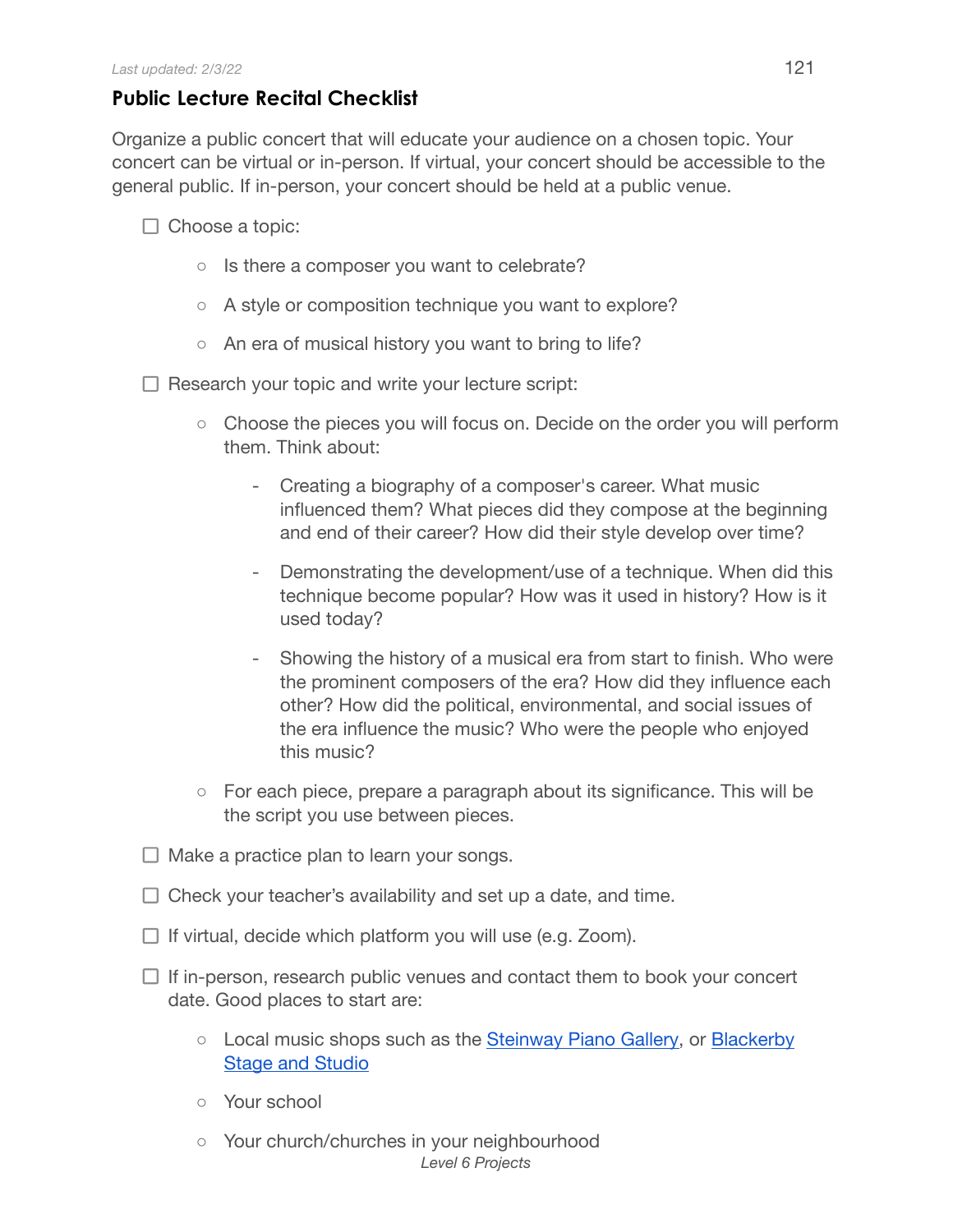*Last updated: 2/3/22*

## Public Lecture Recital Checklist

Organize a public concert that will educate your audience on a chosen topic. Your concert can be virtual or in-person. If virtual, your concert should be accessible to the general public. If in-person, your concert should be held at a public venue.

- [ ] Choose a topic:
  - Is there a composer you want to celebrate?
  - A style or composition technique you want to explore?
  - An era of musical history you want to bring to life?
- [ ] Research your topic and write your lecture script:
  - Choose the pieces you will focus on. Decide on the order you will perform them. Think about:
    - Creating a biography of a composer's career. What music influenced them? What pieces did they compose at the beginning and end of their career? How did their style develop over time?
    - Demonstrating the development/use of a technique. When did this technique become popular? How was it used in history? How is it used today?
    - Showing the history of a musical era from start to finish. Who were the prominent composers of the era? How did they influence each other? How did the political, environmental, and social issues of the era influence the music? Who were the people who enjoyed this music?
  - For each piece, prepare a paragraph about its significance. This will be the script you use between pieces.
- [ ] Make a practice plan to learn your songs.
- [ ] Check your teacher's availability and set up a date, and time.
- [ ] If virtual, decide which platform you will use (e.g. Zoom).
- [ ] If in-person, research public venues and contact them to book your concert date. Good places to start are:
  - Local music shops such as the Steinway Piano Gallery, or Blackerby Stage and Studio
  - Your school
  - Your church/churches in your neighbourhood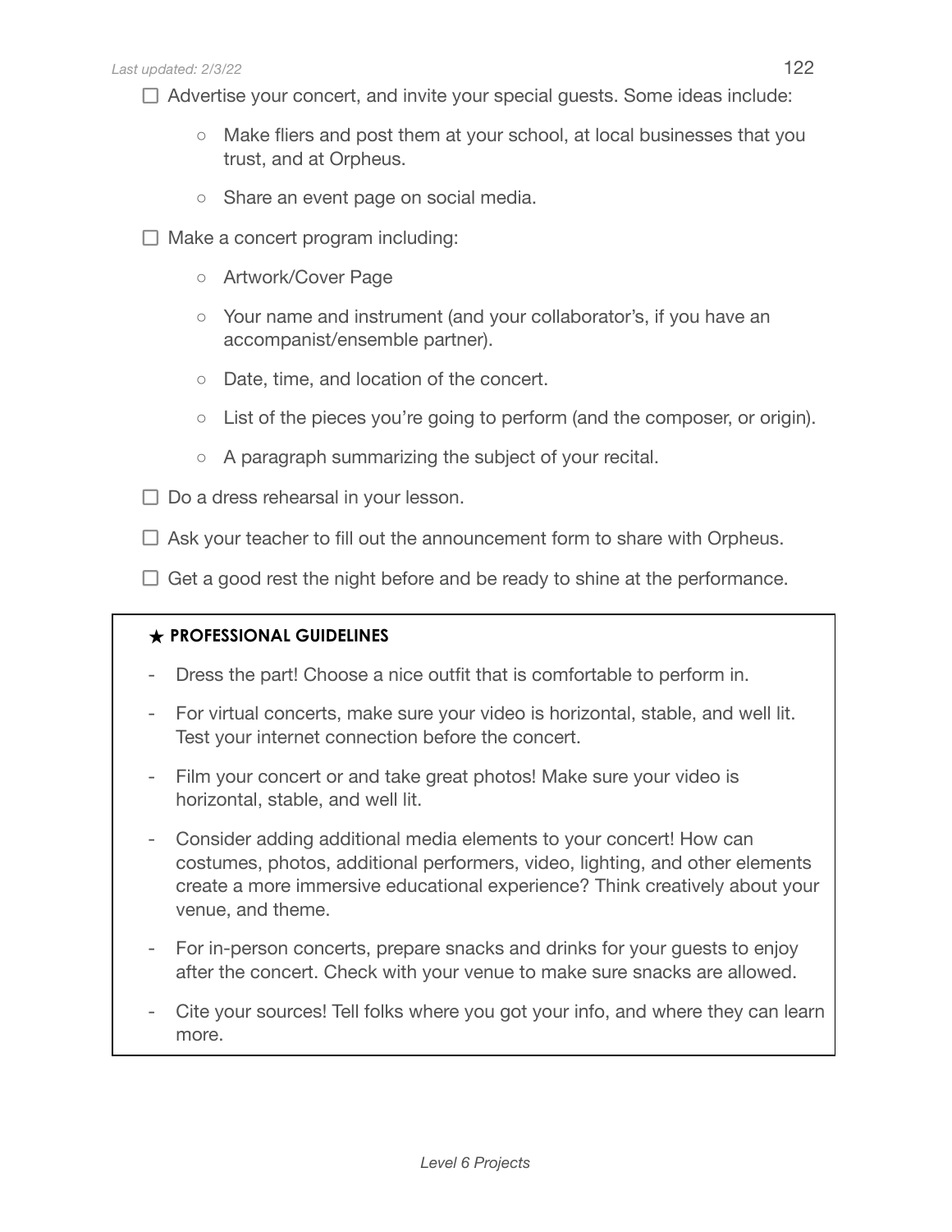- [ ] Advertise your concert, and invite your special guests. Some ideas include:
    - Make fliers and post them at your school, at local businesses that you trust, and at Orpheus.
    - Share an event page on social media.
- [ ] Make a concert program including:
    - Artwork/Cover Page
    - Your name and instrument (and your collaborator's, if you have an accompanist/ensemble partner).
    - Date, time, and location of the concert.
    - List of the pieces you're going to perform (and the composer, or origin).
    - A paragraph summarizing the subject of your recital.
- [ ] Do a dress rehearsal in your lesson.
- [ ] Ask your teacher to fill out the announcement form to share with Orpheus.
- [ ] Get a good rest the night before and be ready to shine at the performance.

**★ PROFESSIONAL GUIDELINES**

- Dress the part! Choose a nice outfit that is comfortable to perform in.
- For virtual concerts, make sure your video is horizontal, stable, and well lit. Test your internet connection before the concert.
- Film your concert or and take great photos! Make sure your video is horizontal, stable, and well lit.
- Consider adding additional media elements to your concert! How can costumes, photos, additional performers, video, lighting, and other elements create a more immersive educational experience? Think creatively about your venue, and theme.
- For in-person concerts, prepare snacks and drinks for your guests to enjoy after the concert. Check with your venue to make sure snacks are allowed.
- Cite your sources! Tell folks where you got your info, and where they can learn more.